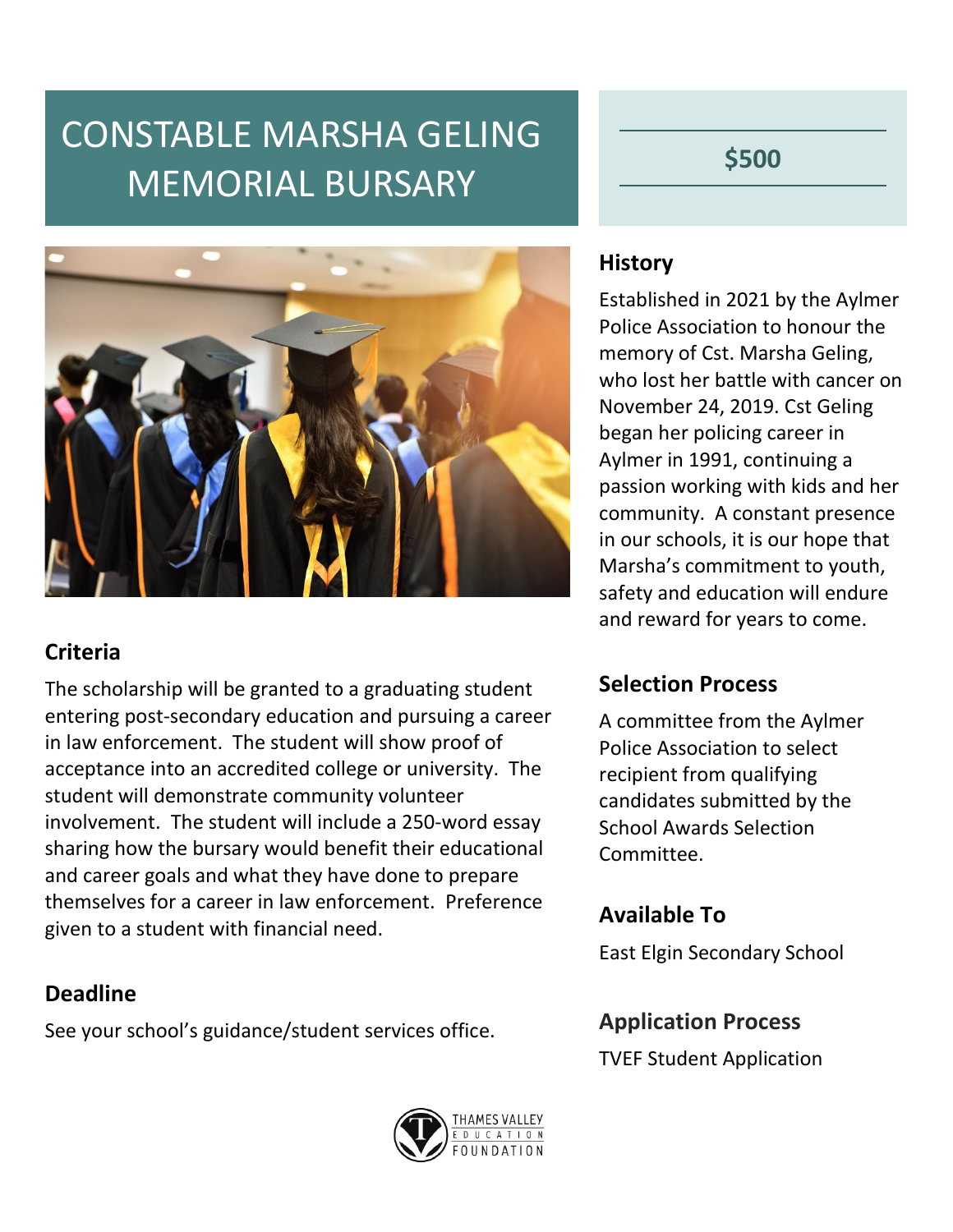# CONSTABLE MARSHA GELING MEMORIAL BURSARY

**$500**

## History

Established in 2021 by the Aylmer Police Association to honour the memory of Cst. Marsha Geling, who lost her battle with cancer on November 24, 2019. Cst Geling began her policing career in Aylmer in 1991, continuing a passion working with kids and her community. A constant presence in our schools, it is our hope that Marsha's commitment to youth, safety and education will endure and reward for years to come.

## Criteria

The scholarship will be granted to a graduating student entering post-secondary education and pursuing a career in law enforcement. The student will show proof of acceptance into an accredited college or university. The student will demonstrate community volunteer involvement. The student will include a 250-word essay sharing how the bursary would benefit their educational and career goals and what they have done to prepare themselves for a career in law enforcement. Preference given to a student with financial need.

## Selection Process

A committee from the Aylmer Police Association to select recipient from qualifying candidates submitted by the School Awards Selection Committee.

## Available To

East Elgin Secondary School

## Deadline

See your school's guidance/student services office.

## Application Process

TVEF Student Application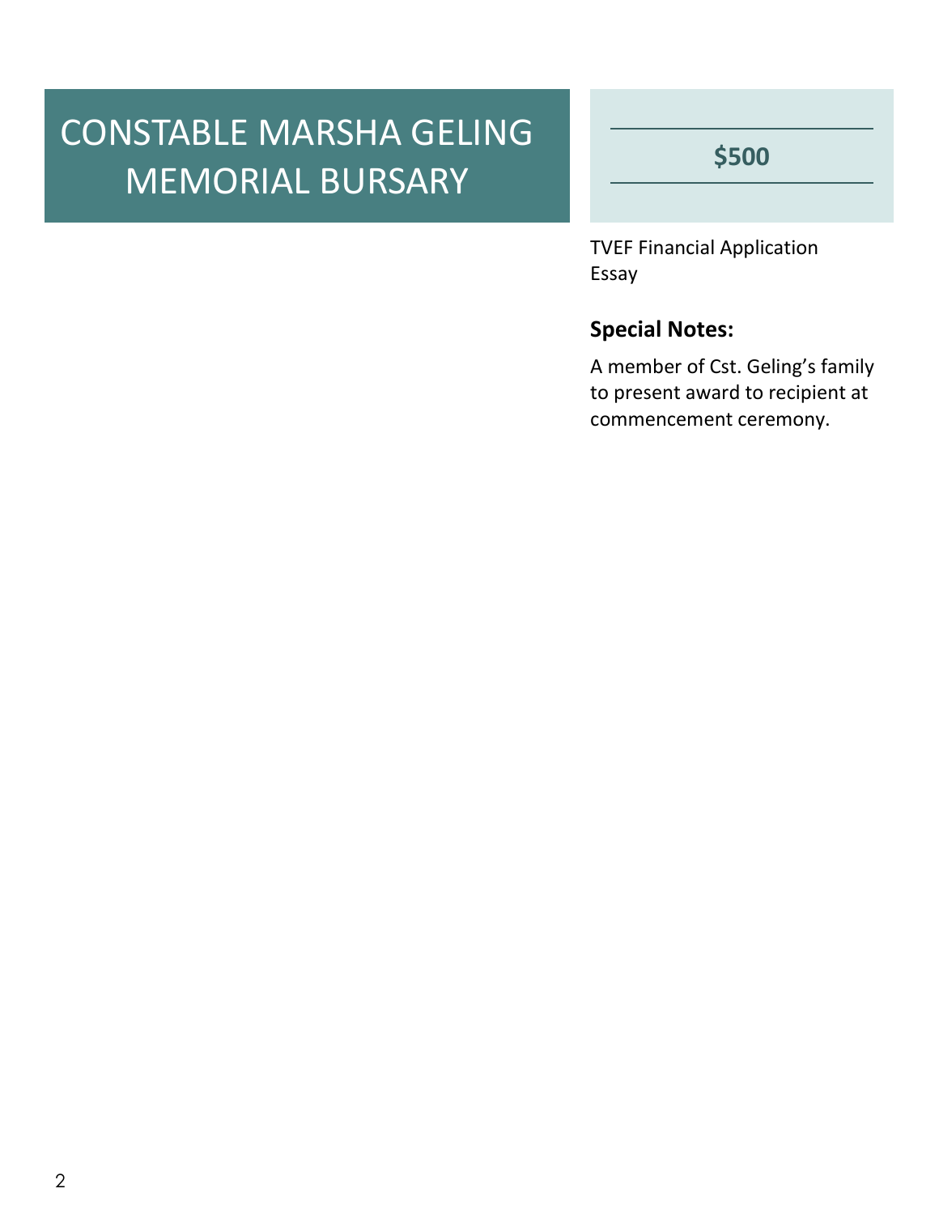# CONSTABLE MARSHA GELING MEMORIAL BURSARY

**$500**

TVEF Financial Application
Essay

**Special Notes:**

A member of Cst. Geling's family to present award to recipient at commencement ceremony.